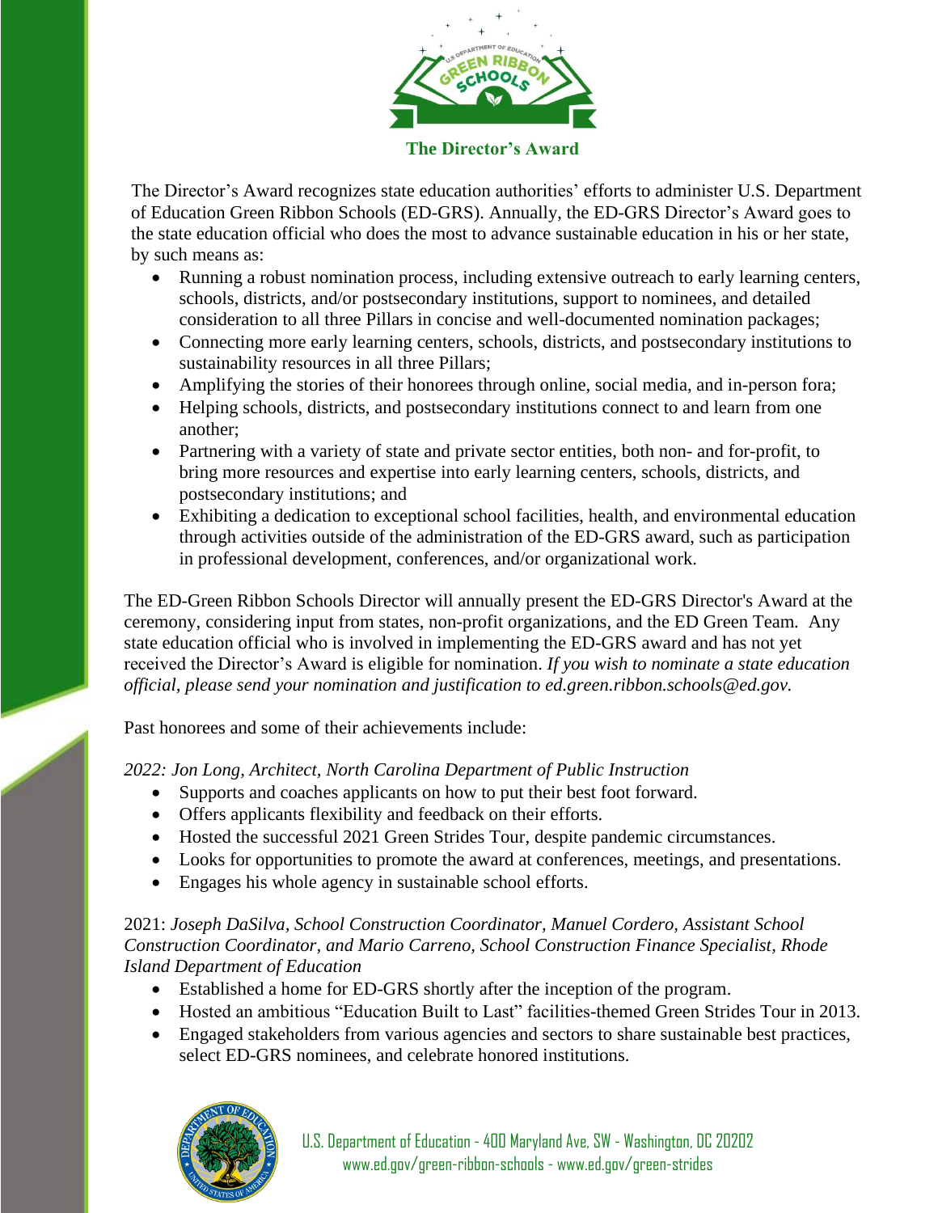# The Director's Award

The Director's Award recognizes state education authorities' efforts to administer U.S. Department of Education Green Ribbon Schools (ED-GRS). Annually, the ED-GRS Director's Award goes to the state education official who does the most to advance sustainable education in his or her state, by such means as:

- Running a robust nomination process, including extensive outreach to early learning centers, schools, districts, and/or postsecondary institutions, support to nominees, and detailed consideration to all three Pillars in concise and well-documented nomination packages;
- Connecting more early learning centers, schools, districts, and postsecondary institutions to sustainability resources in all three Pillars;
- Amplifying the stories of their honorees through online, social media, and in-person fora;
- Helping schools, districts, and postsecondary institutions connect to and learn from one another;
- Partnering with a variety of state and private sector entities, both non- and for-profit, to bring more resources and expertise into early learning centers, schools, districts, and postsecondary institutions; and
- Exhibiting a dedication to exceptional school facilities, health, and environmental education through activities outside of the administration of the ED-GRS award, such as participation in professional development, conferences, and/or organizational work.

The ED-Green Ribbon Schools Director will annually present the ED-GRS Director's Award at the ceremony, considering input from states, non-profit organizations, and the ED Green Team. Any state education official who is involved in implementing the ED-GRS award and has not yet received the Director's Award is eligible for nomination. *If you wish to nominate a state education official, please send your nomination and justification to ed.green.ribbon.schools@ed.gov.*

Past honorees and some of their achievements include:

*2022: Jon Long, Architect, North Carolina Department of Public Instruction*

- Supports and coaches applicants on how to put their best foot forward.
- Offers applicants flexibility and feedback on their efforts.
- Hosted the successful 2021 Green Strides Tour, despite pandemic circumstances.
- Looks for opportunities to promote the award at conferences, meetings, and presentations.
- Engages his whole agency in sustainable school efforts.

2021: *Joseph DaSilva, School Construction Coordinator, Manuel Cordero, Assistant School Construction Coordinator, and Mario Carreno, School Construction Finance Specialist, Rhode Island Department of Education*

- Established a home for ED-GRS shortly after the inception of the program.
- Hosted an ambitious "Education Built to Last" facilities-themed Green Strides Tour in 2013.
- Engaged stakeholders from various agencies and sectors to share sustainable best practices, select ED-GRS nominees, and celebrate honored institutions.

U.S. Department of Education - 400 Maryland Ave, SW - Washington, DC 20202
www.ed.gov/green-ribbon-schools - www.ed.gov/green-strides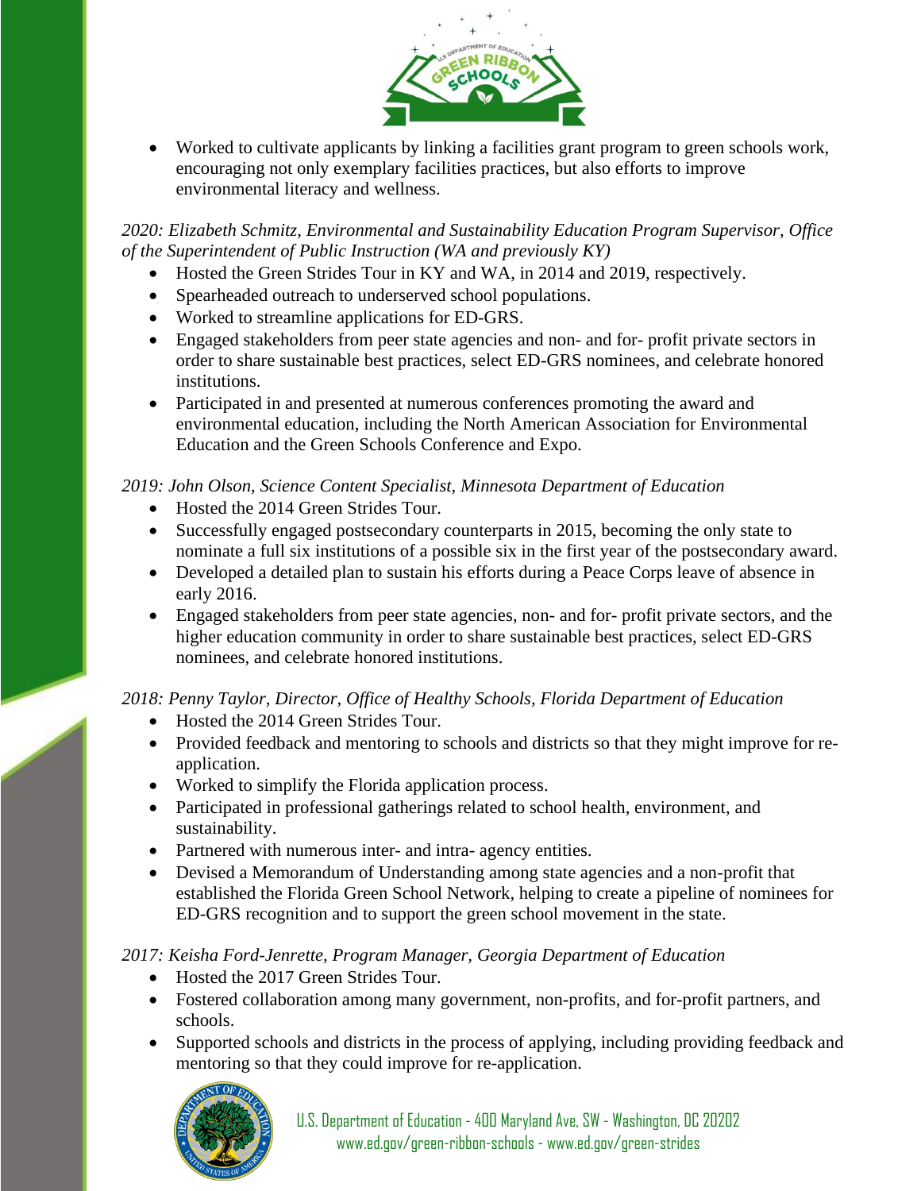- Worked to cultivate applicants by linking a facilities grant program to green schools work, encouraging not only exemplary facilities practices, but also efforts to improve environmental literacy and wellness.

*2020: Elizabeth Schmitz, Environmental and Sustainability Education Program Supervisor, Office of the Superintendent of Public Instruction (WA and previously KY)*

- Hosted the Green Strides Tour in KY and WA, in 2014 and 2019, respectively.
- Spearheaded outreach to underserved school populations.
- Worked to streamline applications for ED-GRS.
- Engaged stakeholders from peer state agencies and non- and for- profit private sectors in order to share sustainable best practices, select ED-GRS nominees, and celebrate honored institutions.
- Participated in and presented at numerous conferences promoting the award and environmental education, including the North American Association for Environmental Education and the Green Schools Conference and Expo.

*2019: John Olson, Science Content Specialist, Minnesota Department of Education*

- Hosted the 2014 Green Strides Tour.
- Successfully engaged postsecondary counterparts in 2015, becoming the only state to nominate a full six institutions of a possible six in the first year of the postsecondary award.
- Developed a detailed plan to sustain his efforts during a Peace Corps leave of absence in early 2016.
- Engaged stakeholders from peer state agencies, non- and for- profit private sectors, and the higher education community in order to share sustainable best practices, select ED-GRS nominees, and celebrate honored institutions.

*2018: Penny Taylor, Director, Office of Healthy Schools, Florida Department of Education*

- Hosted the 2014 Green Strides Tour.
- Provided feedback and mentoring to schools and districts so that they might improve for re-application.
- Worked to simplify the Florida application process.
- Participated in professional gatherings related to school health, environment, and sustainability.
- Partnered with numerous inter- and intra- agency entities.
- Devised a Memorandum of Understanding among state agencies and a non-profit that established the Florida Green School Network, helping to create a pipeline of nominees for ED-GRS recognition and to support the green school movement in the state.

*2017: Keisha Ford-Jenrette, Program Manager, Georgia Department of Education*

- Hosted the 2017 Green Strides Tour.
- Fostered collaboration among many government, non-profits, and for-profit partners, and schools.
- Supported schools and districts in the process of applying, including providing feedback and mentoring so that they could improve for re-application.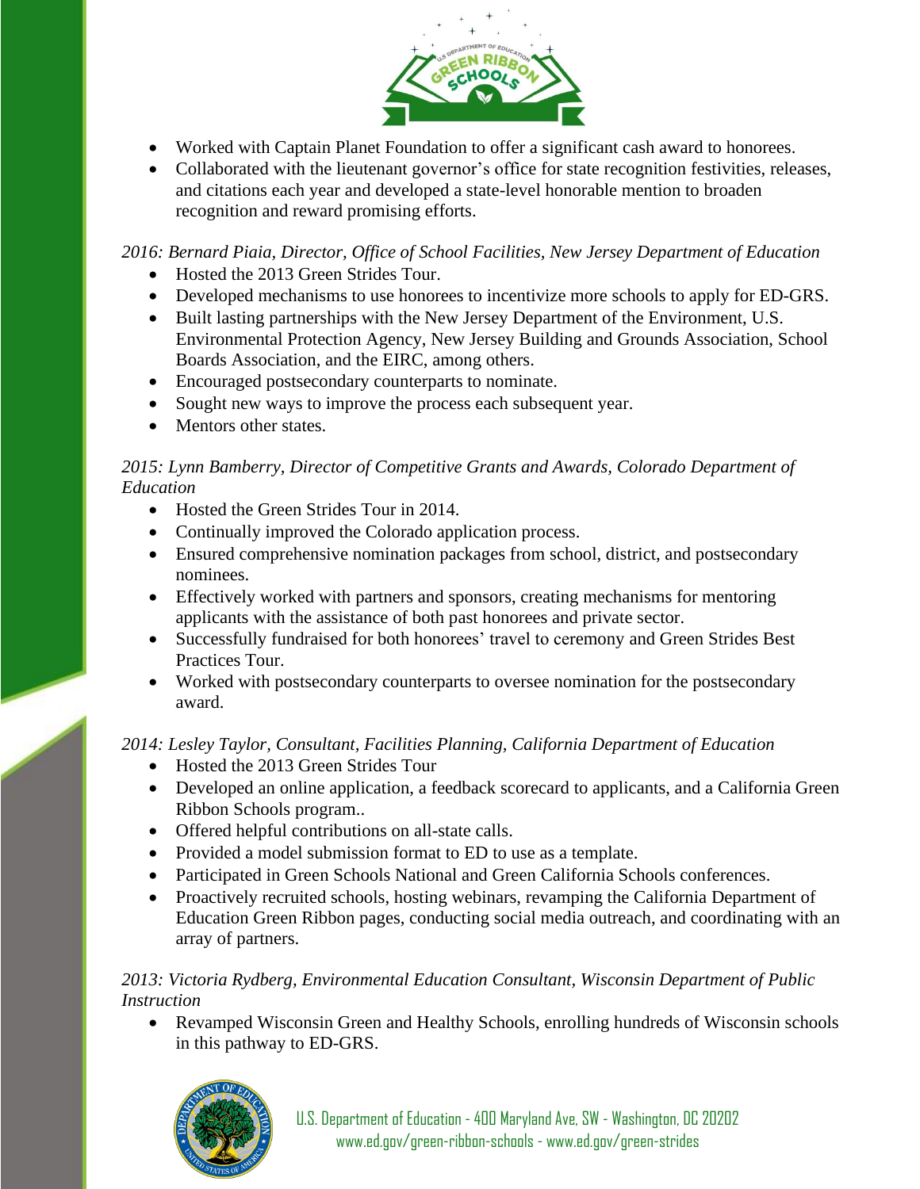- Worked with Captain Planet Foundation to offer a significant cash award to honorees.
- Collaborated with the lieutenant governor's office for state recognition festivities, releases, and citations each year and developed a state-level honorable mention to broaden recognition and reward promising efforts.

*2016: Bernard Piaia, Director, Office of School Facilities, New Jersey Department of Education*

- Hosted the 2013 Green Strides Tour.
- Developed mechanisms to use honorees to incentivize more schools to apply for ED-GRS.
- Built lasting partnerships with the New Jersey Department of the Environment, U.S. Environmental Protection Agency, New Jersey Building and Grounds Association, School Boards Association, and the EIRC, among others.
- Encouraged postsecondary counterparts to nominate.
- Sought new ways to improve the process each subsequent year.
- Mentors other states.

*2015: Lynn Bamberry, Director of Competitive Grants and Awards, Colorado Department of Education*

- Hosted the Green Strides Tour in 2014.
- Continually improved the Colorado application process.
- Ensured comprehensive nomination packages from school, district, and postsecondary nominees.
- Effectively worked with partners and sponsors, creating mechanisms for mentoring applicants with the assistance of both past honorees and private sector.
- Successfully fundraised for both honorees' travel to ceremony and Green Strides Best Practices Tour.
- Worked with postsecondary counterparts to oversee nomination for the postsecondary award.

*2014: Lesley Taylor, Consultant, Facilities Planning, California Department of Education*

- Hosted the 2013 Green Strides Tour
- Developed an online application, a feedback scorecard to applicants, and a California Green Ribbon Schools program..
- Offered helpful contributions on all-state calls.
- Provided a model submission format to ED to use as a template.
- Participated in Green Schools National and Green California Schools conferences.
- Proactively recruited schools, hosting webinars, revamping the California Department of Education Green Ribbon pages, conducting social media outreach, and coordinating with an array of partners.

*2013: Victoria Rydberg, Environmental Education Consultant, Wisconsin Department of Public Instruction*

- Revamped Wisconsin Green and Healthy Schools, enrolling hundreds of Wisconsin schools in this pathway to ED-GRS.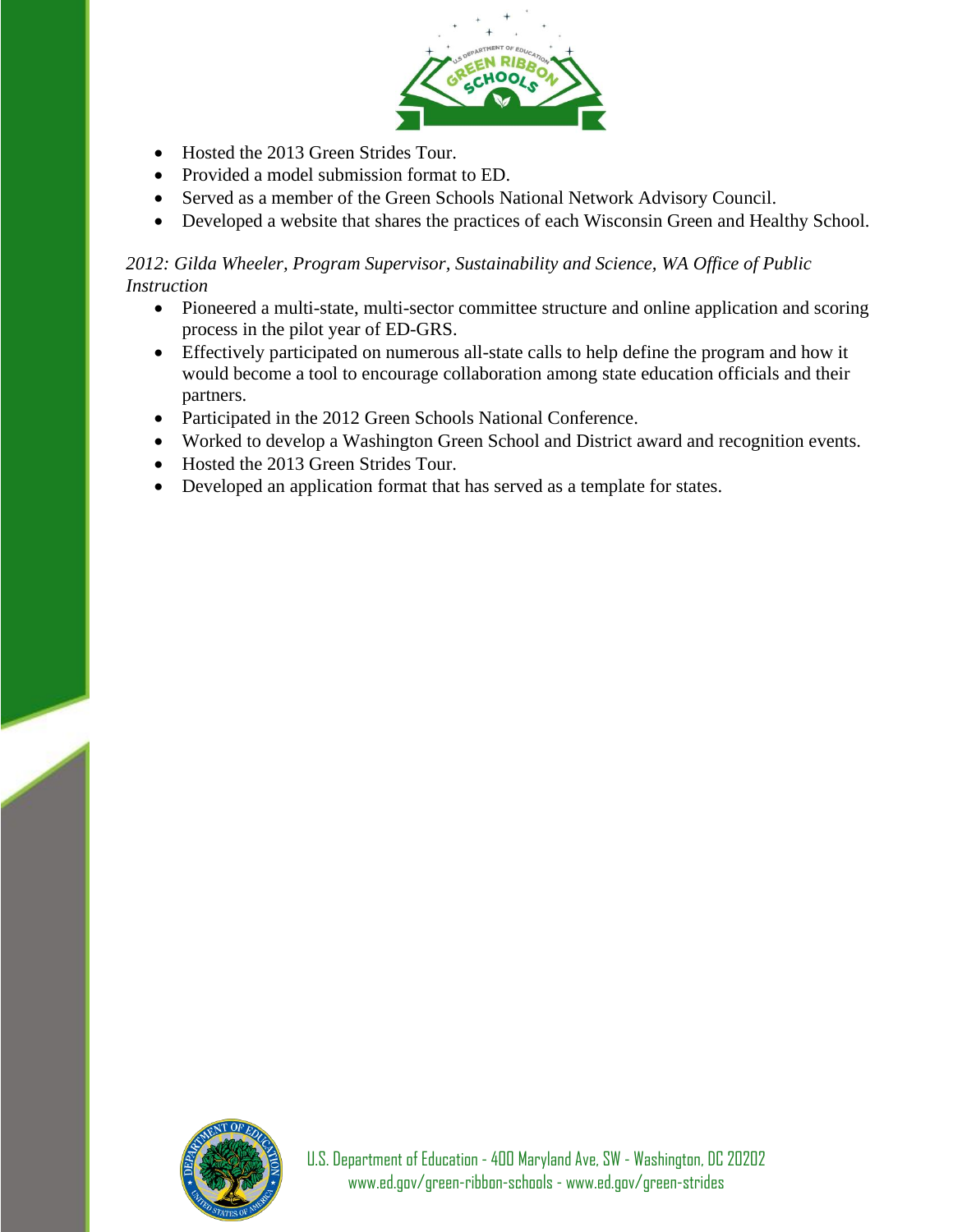- Hosted the 2013 Green Strides Tour.
- Provided a model submission format to ED.
- Served as a member of the Green Schools National Network Advisory Council.
- Developed a website that shares the practices of each Wisconsin Green and Healthy School.

*2012: Gilda Wheeler, Program Supervisor, Sustainability and Science, WA Office of Public Instruction*

- Pioneered a multi-state, multi-sector committee structure and online application and scoring process in the pilot year of ED-GRS.
- Effectively participated on numerous all-state calls to help define the program and how it would become a tool to encourage collaboration among state education officials and their partners.
- Participated in the 2012 Green Schools National Conference.
- Worked to develop a Washington Green School and District award and recognition events.
- Hosted the 2013 Green Strides Tour.
- Developed an application format that has served as a template for states.